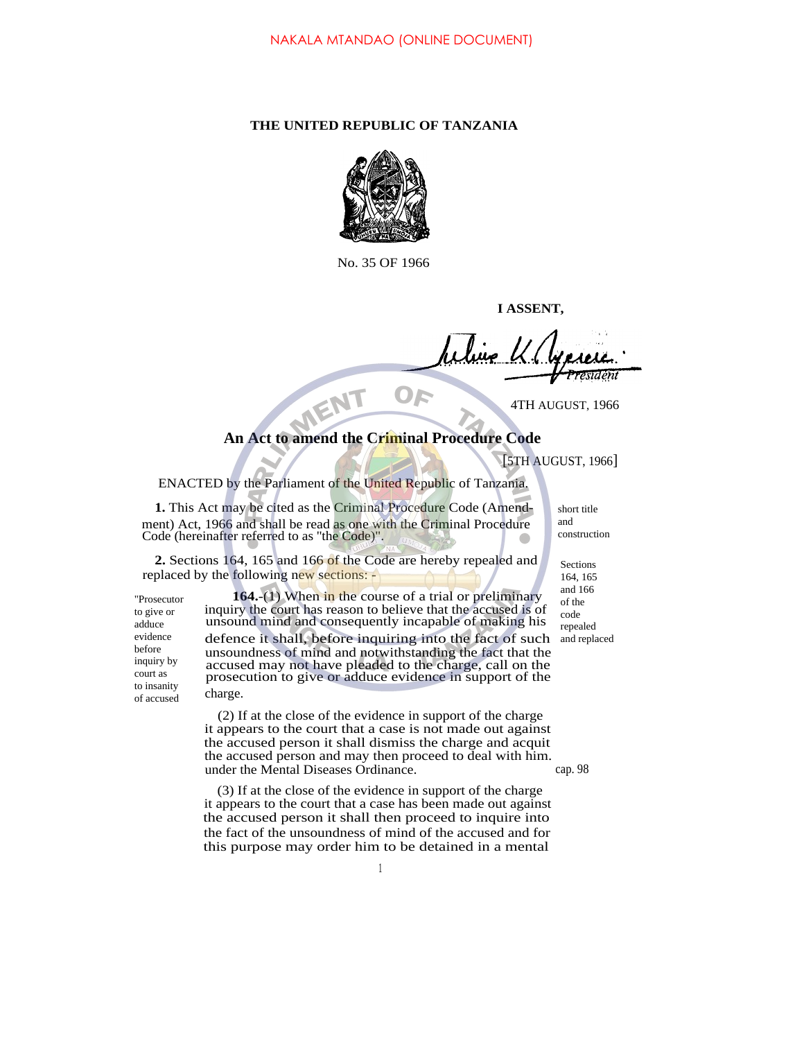NAKALA MTANDAO (ONLINE DOCUMENT)

**THE UNITED REPUBLIC OF TANZANIA**

No. 35 OF 1966

**I ASSENT,**

*President*

4TH AUGUST, 1966

## An Act to amend the Criminal Procedure Code

[5TH AUGUST, 1966]

ENACTED by the Parliament of the United Republic of Tanzania.

**1.** This Act may be cited as the Criminal Procedure Code (Amendment) Act, 1966 and shall be read as one with the Criminal Procedure Code (hereinafter referred to as "the Code)".

*short title and construction*

**2.** Sections 164, 165 and 166 of the Code are hereby repealed and replaced by the following new sections: -

*Sections 164, 165 and 166 of the code repealed and replaced*

*"Prosecutor to give or adduce evidence before inquiry by court as to insanity of accused*

**164.**-(1) When in the course of a trial or preliminary inquiry the court has reason to believe that the accused is of unsound mind and consequently incapable of making his defence it shall, before inquiring into the fact of such unsoundness of mind and notwithstanding the fact that the accused may not have pleaded to the charge, call on the prosecution to give or adduce evidence in support of the charge.

(2) If at the close of the evidence in support of the charge it appears to the court that a case is not made out against the accused person it shall dismiss the charge and acquit the accused person and may then proceed to deal with him. under the Mental Diseases Ordinance.

*cap. 98*

(3) If at the close of the evidence in support of the charge it appears to the court that a case has been made out against the accused person it shall then proceed to inquire into the fact of the unsoundness of mind of the accused and for this purpose may order him to be detained in a mental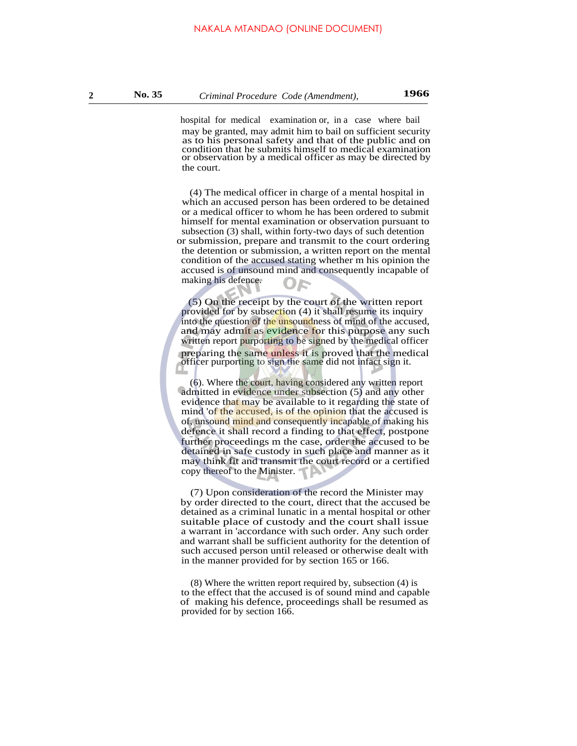hospital for medical examination or, in a case where bail may be granted, may admit him to bail on sufficient security as to his personal safety and that of the public and on condition that he submits himself to medical examination or observation by a medical officer as may be directed by the court.

(4) The medical officer in charge of a mental hospital in which an accused person has been ordered to be detained or a medical officer to whom he has been ordered to submit himself for mental examination or observation pursuant to subsection (3) shall, within forty-two days of such detention or submission, prepare and transmit to the court ordering the detention or submission, a written report on the mental condition of the accused stating whether m his opinion the accused is of unsound mind and consequently incapable of making his defence.

(5) On the receipt by the court of the written report provided for by subsection (4) it shall resume its inquiry into the question of the unsoundness of mind of the accused, and may admit as evidence for this purpose any such written report purporting to be signed by the medical officer preparing the same unless it is proved that the medical officer purporting to sign the same did not infact sign it.

(6). Where the court, having considered any written report admitted in evidence under subsection (5) and any other evidence that may be available to it regarding the state of mind 'of the accused, is of the opinion that the accused is of, unsound mind and consequently incapable of making his defence it shall record a finding to that effect, postpone further proceedings m the case, order the accused to be detained in safe custody in such place and manner as it may think fit and transmit the court record or a certified copy thereof to the Minister.

(7) Upon consideration of the record the Minister may by order directed to the court, direct that the accused be detained as a criminal lunatic in a mental hospital or other suitable place of custody and the court shall issue a warrant in 'accordance with such order. Any such order and warrant shall be sufficient authority for the detention of such accused person until released or otherwise dealt with in the manner provided for by section 165 or 166.

(8) Where the written report required by, subsection (4) is to the effect that the accused is of sound mind and capable of making his defence, proceedings shall be resumed as provided for by section 166.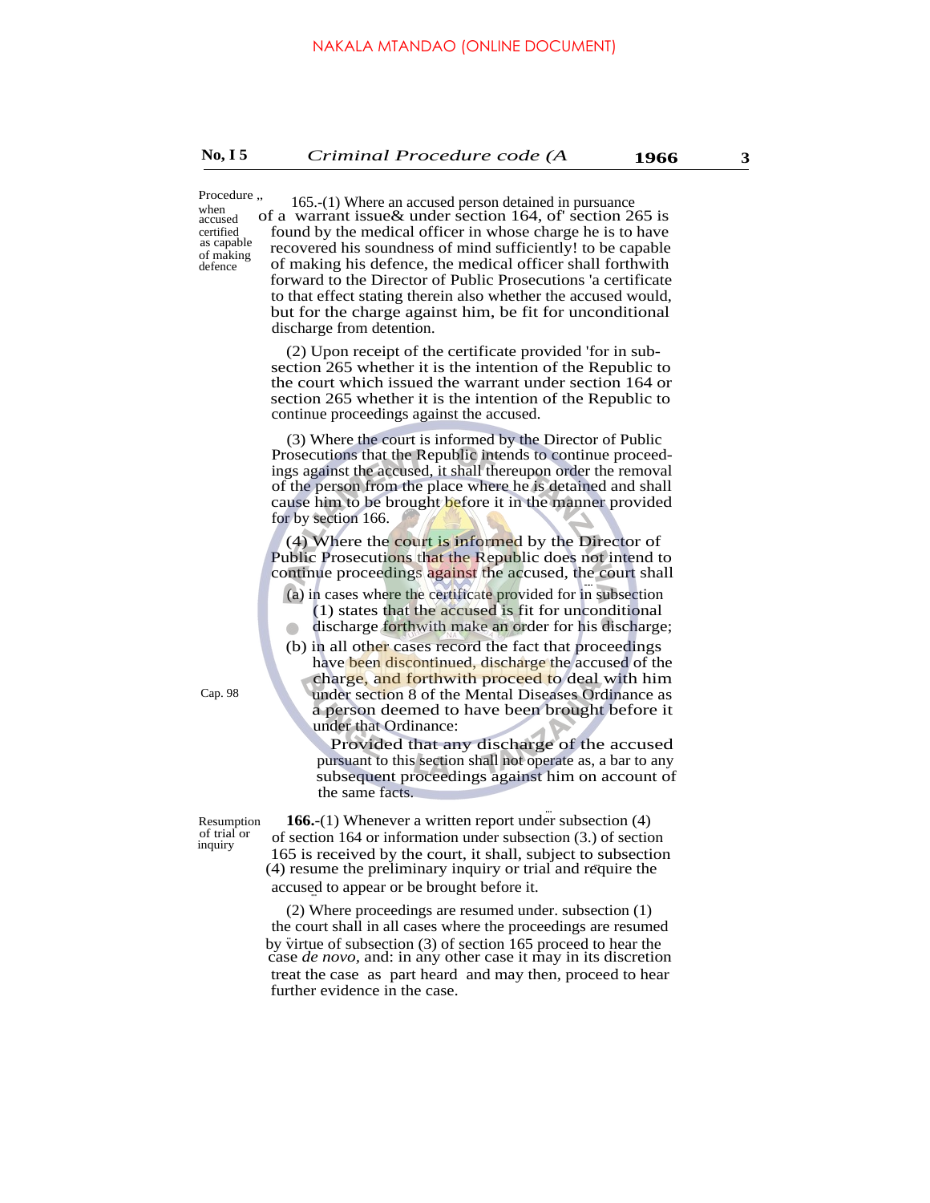NAKALA MTANDAO (ONLINE DOCUMENT)

*Procedure when accused certified as capable of making defence*

165.-(1) Where an accused person detained in pursuance of a warrant issue& under section 164, of' section 265 is found by the medical officer in whose charge he is to have recovered his soundness of mind sufficiently! to be capable of making his defence, the medical officer shall forthwith forward to the Director of Public Prosecutions 'a certificate to that effect stating therein also whether the accused would, but for the charge against him, be fit for unconditional discharge from detention.

(2) Upon receipt of the certificate provided 'for in sub-section 265 whether it is the intention of the Republic to the court which issued the warrant under section 164 or section 265 whether it is the intention of the Republic to continue proceedings against the accused.

(3) Where the court is informed by the Director of Public Prosecutions that the Republic intends to continue proceedings against the accused, it shall thereupon order the removal of the person from the place where he is detained and shall cause him to be brought before it in the manner provided for by section 166.

(4) Where the court is informed by the Director of Public Prosecutions that the Republic does not intend to continue proceedings against the accused, the court shall

(a) in cases where the certificate provided for in subsection (1) states that the accused is fit for unconditional discharge forthwith make an order for his discharge;

(b) in all other cases record the fact that proceedings have been discontinued, discharge the accused of the charge, and forthwith proceed to deal with him under section 8 of the Mental Diseases Ordinance as a person deemed to have been brought before it under that Ordinance: *Cap. 98*

Provided that any discharge of the accused pursuant to this section shall not operate as, a bar to any subsequent proceedings against him on account of the same facts.

*Resumption of trial or inquiry*

**166.**-(1) Whenever a written report under subsection (4) of section 164 or information under subsection (3.) of section 165 is received by the court, it shall, subject to subsection (4) resume the preliminary inquiry or trial and require the accused to appear or be brought before it.

(2) Where proceedings are resumed under. subsection (1) the court shall in all cases where the proceedings are resumed by virtue of subsection (3) of section 165 proceed to hear the case *de novo*, and: in any other case it may in its discretion treat the case as part heard and may then, proceed to hear further evidence in the case.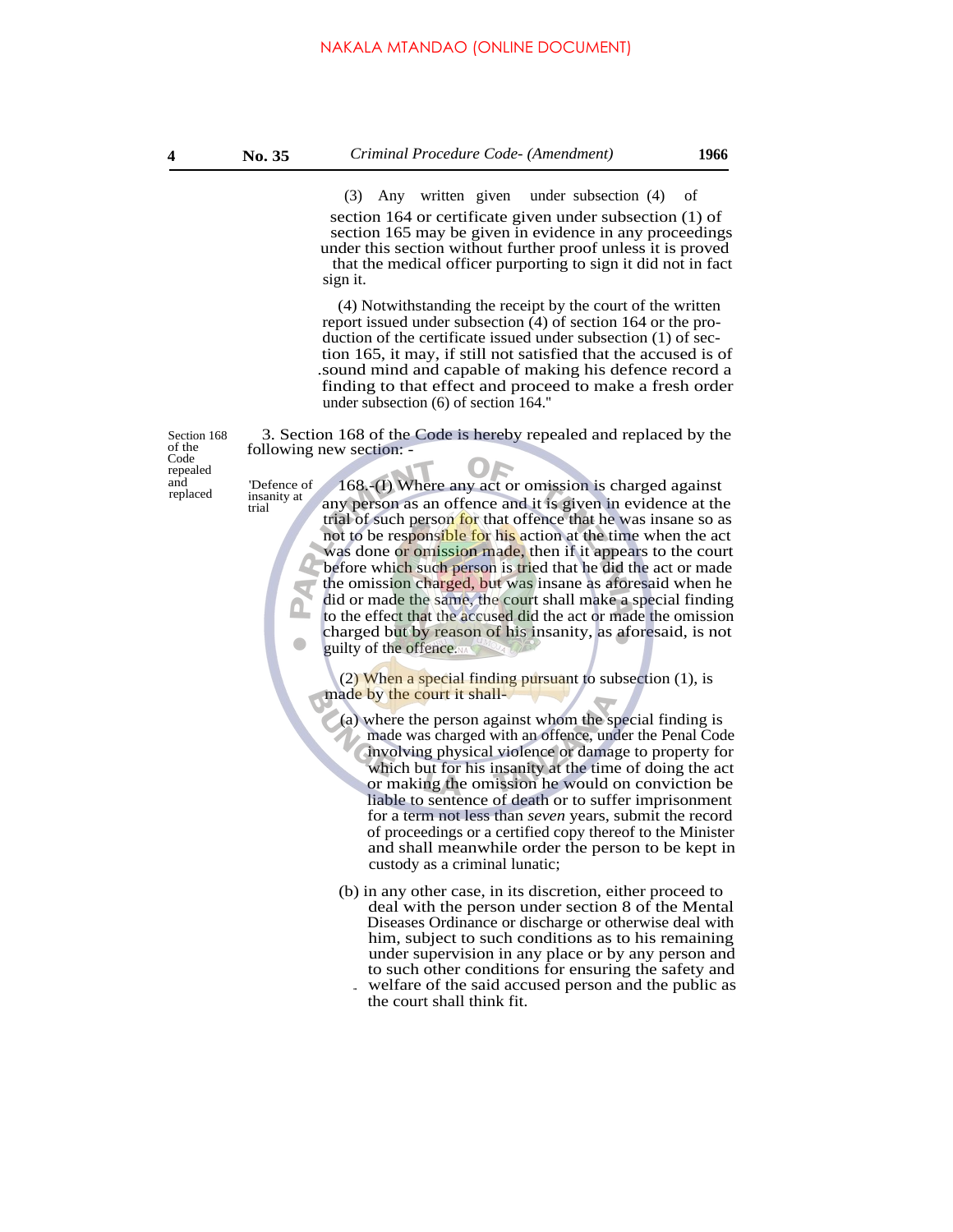(3) Any written given under subsection (4) of section 164 or certificate given under subsection (1) of section 165 may be given in evidence in any proceedings under this section without further proof unless it is proved that the medical officer purporting to sign it did not in fact sign it.

(4) Notwithstanding the receipt by the court of the written report issued under subsection (4) of section 164 or the production of the certificate issued under subsection (1) of section 165, it may, if still not satisfied that the accused is of .sound mind and capable of making his defence record a finding to that effect and proceed to make a fresh order under subsection (6) of section 164."

*Section 168 of the Code repealed and replaced*

3. Section 168 of the Code is hereby repealed and replaced by the following new section: -

*'Defence of insanity at trial*

168.-(I) Where any act or omission is charged against any person as an offence and it is given in evidence at the trial of such person for that offence that he was insane so as not to be responsible for his action at the time when the act was done or omission made, then if it appears to the court before which such person is tried that he did the act or made the omission charged, but was insane as aforesaid when he did or made the same, the court shall make a special finding to the effect that the accused did the act or made the omission charged but by reason of his insanity, as aforesaid, is not guilty of the offence.

(2) When a special finding pursuant to subsection (1), is made by the court it shall-

(a) where the person against whom the special finding is made was charged with an offence, under the Penal Code involving physical violence or damage to property for which but for his insanity at the time of doing the act or making the omission he would on conviction be liable to sentence of death or to suffer imprisonment for a term not less than *seven* years, submit the record of proceedings or a certified copy thereof to the Minister and shall meanwhile order the person to be kept in custody as a criminal lunatic;

(b) in any other case, in its discretion, either proceed to deal with the person under section 8 of the Mental Diseases Ordinance or discharge or otherwise deal with him, subject to such conditions as to his remaining under supervision in any place or by any person and to such other conditions for ensuring the safety and welfare of the said accused person and the public as the court shall think fit.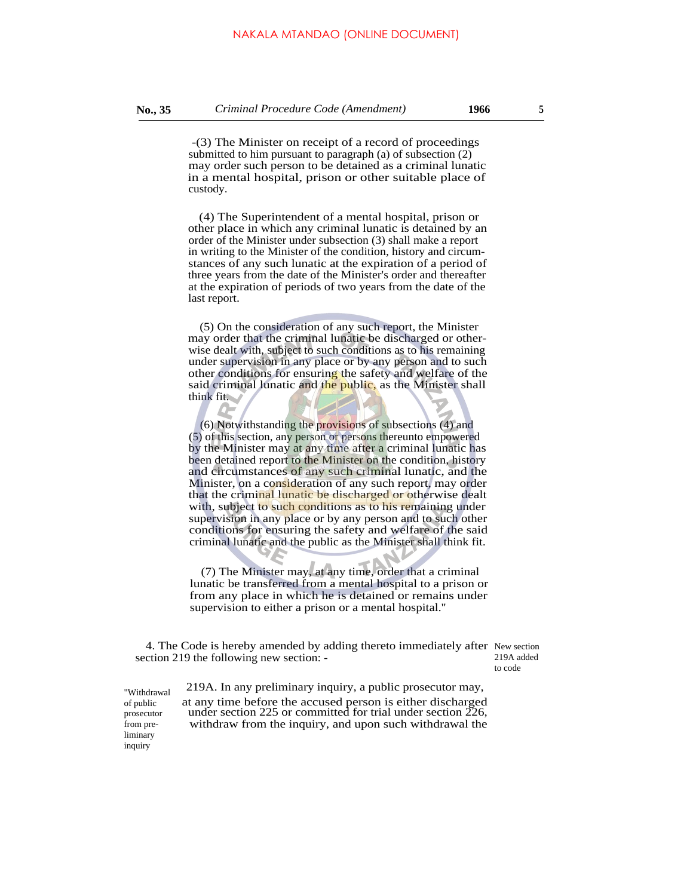-(3) The Minister on receipt of a record of proceedings submitted to him pursuant to paragraph (a) of subsection (2) may order such person to be detained as a criminal lunatic in a mental hospital, prison or other suitable place of custody.

(4) The Superintendent of a mental hospital, prison or other place in which any criminal lunatic is detained by an order of the Minister under subsection (3) shall make a report in writing to the Minister of the condition, history and circumstances of any such lunatic at the expiration of a period of three years from the date of the Minister's order and thereafter at the expiration of periods of two years from the date of the last report.

(5) On the consideration of any such report, the Minister may order that the criminal lunatic be discharged or otherwise dealt with, subject to such conditions as to his remaining under supervision in any place or by any person and to such other conditions for ensuring the safety and welfare of the said criminal lunatic and the public, as the Minister shall think fit.

(6) Notwithstanding the provisions of subsections (4) and (5) of this section, any person or persons thereunto empowered by the Minister may at any time after a criminal lunatic has been detained report to the Minister on the condition, history and circumstances of any such criminal lunatic, and the Minister, on a consideration of any such report, may order that the criminal lunatic be discharged or otherwise dealt with, subject to such conditions as to his remaining under supervision in any place or by any person and to such other conditions for ensuring the safety and welfare of the said criminal lunatic and the public as the Minister shall think fit.

(7) The Minister may, at any time, order that a criminal lunatic be transferred from a mental hospital to a prison or from any place in which he is detained or remains under supervision to either a prison or a mental hospital."

New section 219A added to code

4. The Code is hereby amended by adding thereto immediately after section 219 the following new section: -

"Withdrawal of public prosecutor from preliminary inquiry

219A. In any preliminary inquiry, a public prosecutor may, at any time before the accused person is either discharged under section 225 or committed for trial under section 226, withdraw from the inquiry, and upon such withdrawal the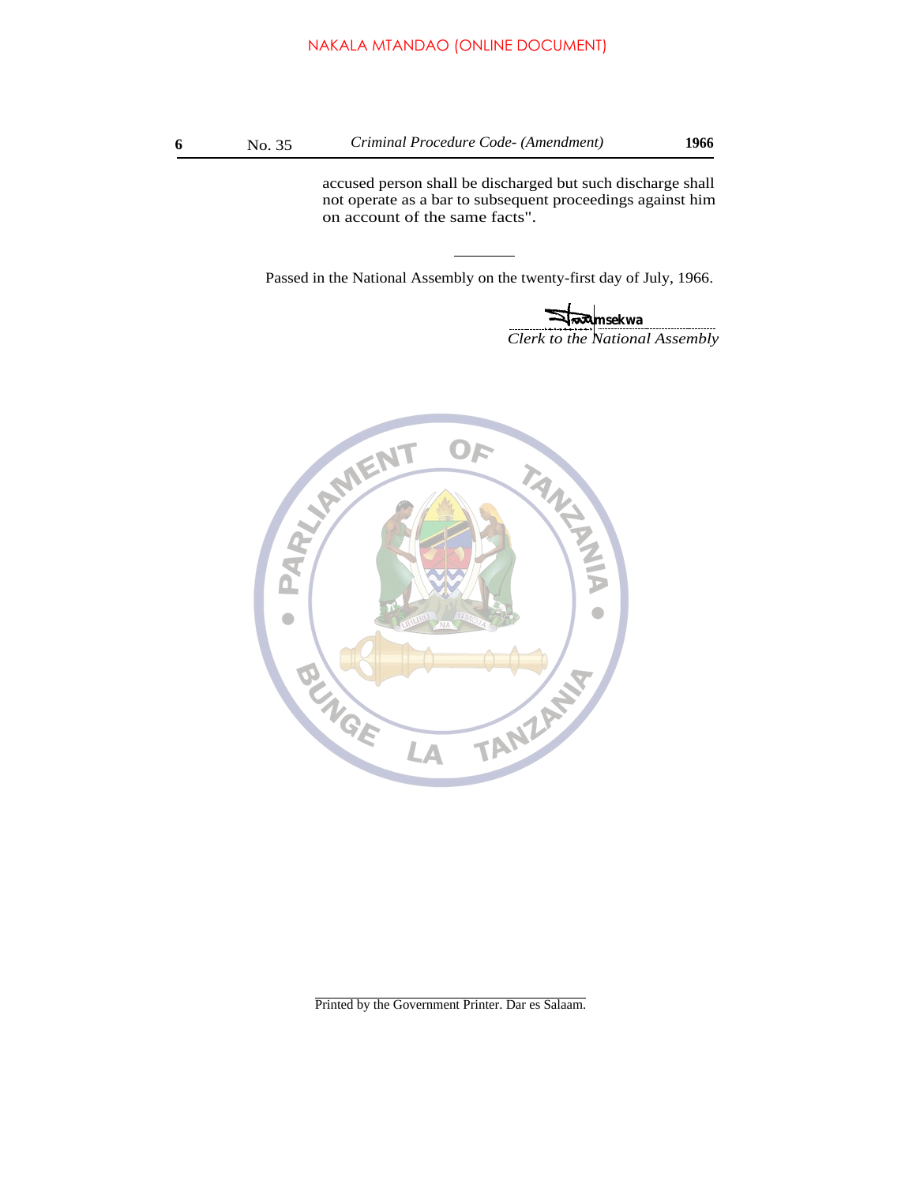accused person shall be discharged but such discharge shall not operate as a bar to subsequent proceedings against him on account of the same facts".

---

Passed in the National Assembly on the twenty-first day of July, 1966.

msekwa
*Clerk to the National Assembly*

Printed by the Government Printer. Dar es Salaam.